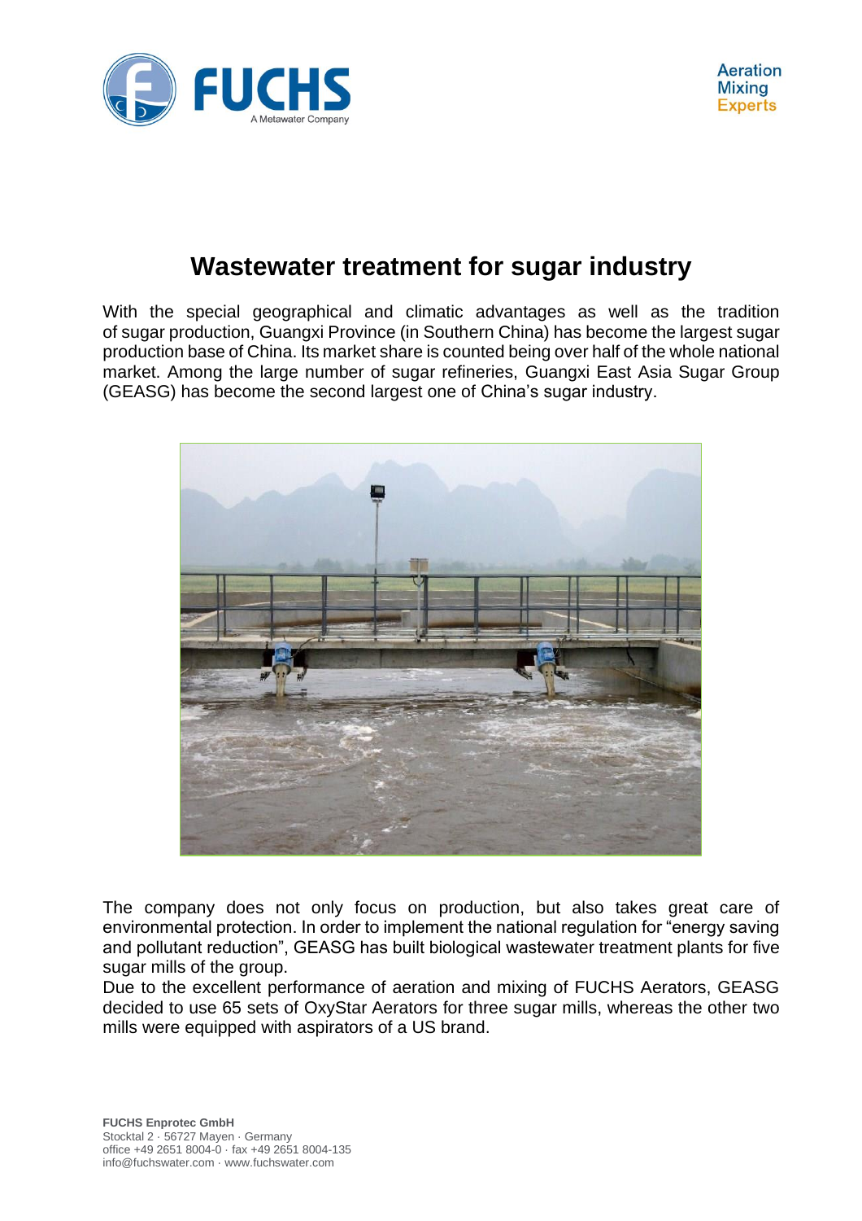# Wastewater treatment for sugar industry

With the special geographical and climatic advantages as well as the tradition of sugar production, Guangxi Province (in Southern China) has become the largest sugar production base of China. Its market share is counted being over half of the whole national market. Among the large number of sugar refineries, Guangxi East Asia Sugar Group (GEASG) has become the second largest one of China's sugar industry.

The company does not only focus on production, but also takes great care of environmental protection. In order to implement the national regulation for "energy saving and pollutant reduction", GEASG has built biological wastewater treatment plants for five sugar mills of the group.

Due to the excellent performance of aeration and mixing of FUCHS Aerators, GEASG decided to use 65 sets of OxyStar Aerators for three sugar mills, whereas the other two mills were equipped with aspirators of a US brand.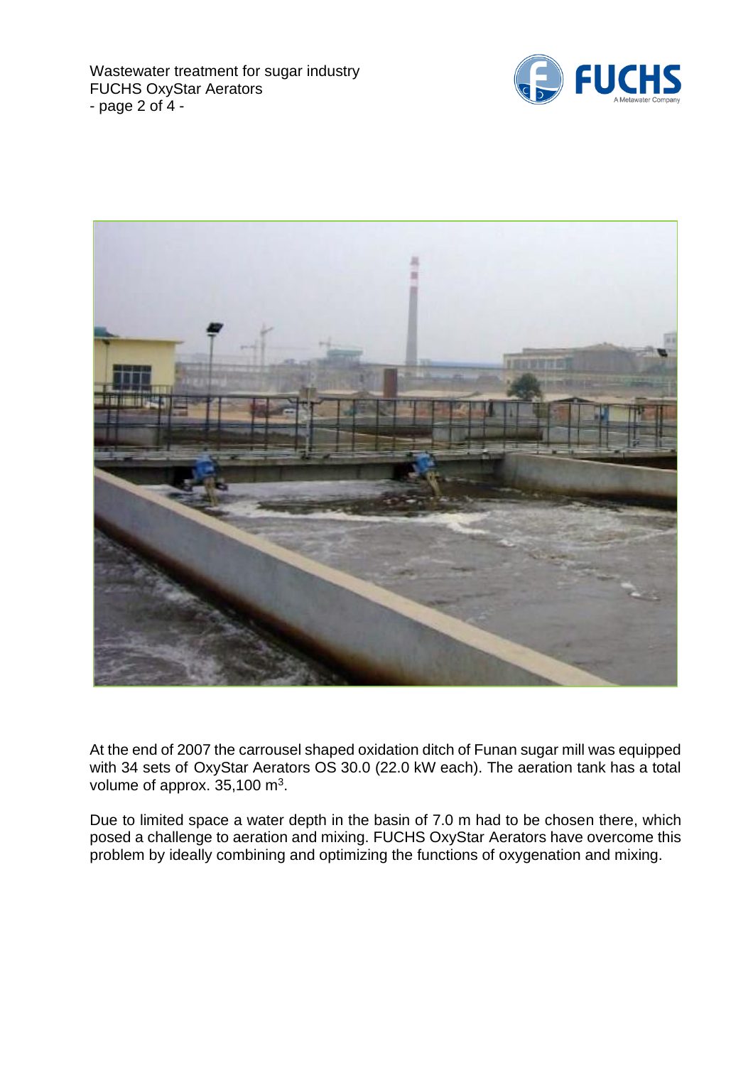At the end of 2007 the carrousel shaped oxidation ditch of Funan sugar mill was equipped with 34 sets of OxyStar Aerators OS 30.0 (22.0 kW each). The aeration tank has a total volume of approx. 35,100 $m^3$.

Due to limited space a water depth in the basin of 7.0 m had to be chosen there, which posed a challenge to aeration and mixing. FUCHS OxyStar Aerators have overcome this problem by ideally combining and optimizing the functions of oxygenation and mixing.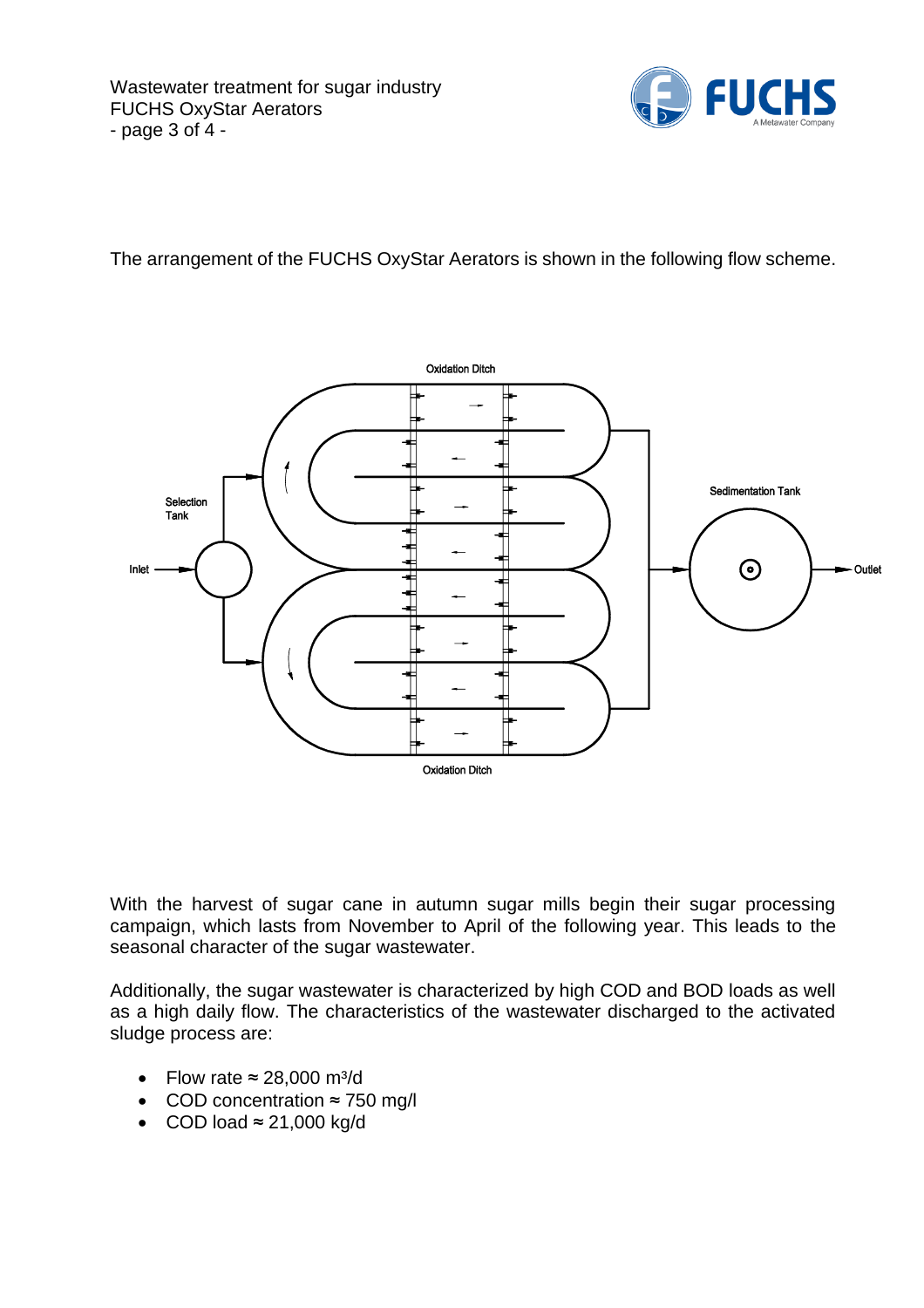The arrangement of the FUCHS OxyStar Aerators is shown in the following flow scheme.

Oxidation Ditch

Selection Tank

Inlet

Sedimentation Tank

Outlet

Oxidation Ditch

With the harvest of sugar cane in autumn sugar mills begin their sugar processing campaign, which lasts from November to April of the following year. This leads to the seasonal character of the sugar wastewater.

Additionally, the sugar wastewater is characterized by high COD and BOD loads as well as a high daily flow. The characteristics of the wastewater discharged to the activated sludge process are:

- Flow rate ≈ 28,000 $m^3/d$
- COD concentration ≈ 750 mg/l
- COD load ≈ 21,000 kg/d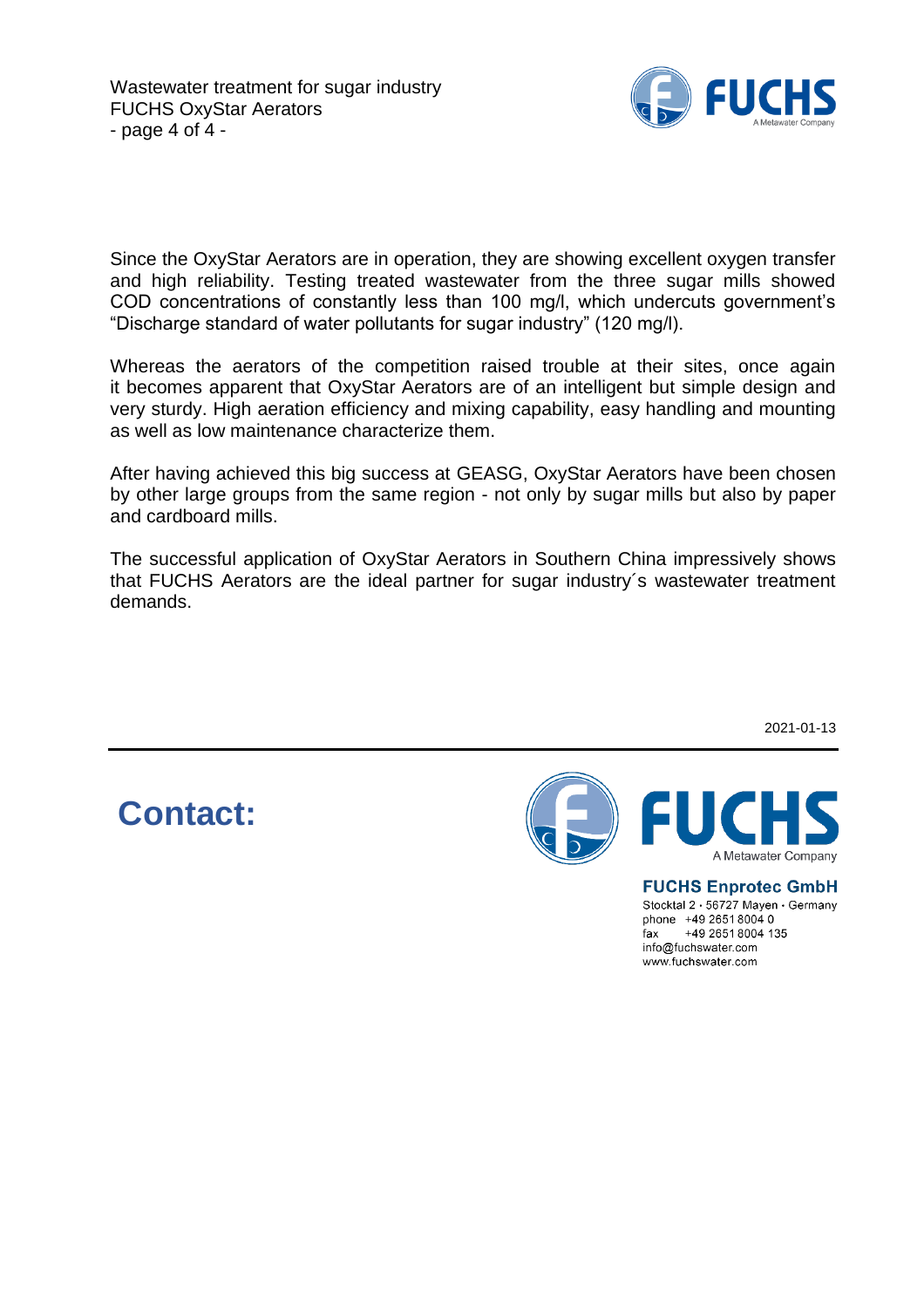Since the OxyStar Aerators are in operation, they are showing excellent oxygen transfer and high reliability. Testing treated wastewater from the three sugar mills showed COD concentrations of constantly less than 100 mg/l, which undercuts government's "Discharge standard of water pollutants for sugar industry" (120 mg/l).

Whereas the aerators of the competition raised trouble at their sites, once again it becomes apparent that OxyStar Aerators are of an intelligent but simple design and very sturdy. High aeration efficiency and mixing capability, easy handling and mounting as well as low maintenance characterize them.

After having achieved this big success at GEASG, OxyStar Aerators have been chosen by other large groups from the same region - not only by sugar mills but also by paper and cardboard mills.

The successful application of OxyStar Aerators in Southern China impressively shows that FUCHS Aerators are the ideal partner for sugar industry´s wastewater treatment demands.

2021-01-13

## Contact:

FUCHS
A Metawater Company

**FUCHS Enprotec GmbH**
Stocktal 2 · 56727 Mayen · Germany
phone +49 2651 8004 0
fax +49 2651 8004 135
info@fuchswater.com
www.fuchswater.com